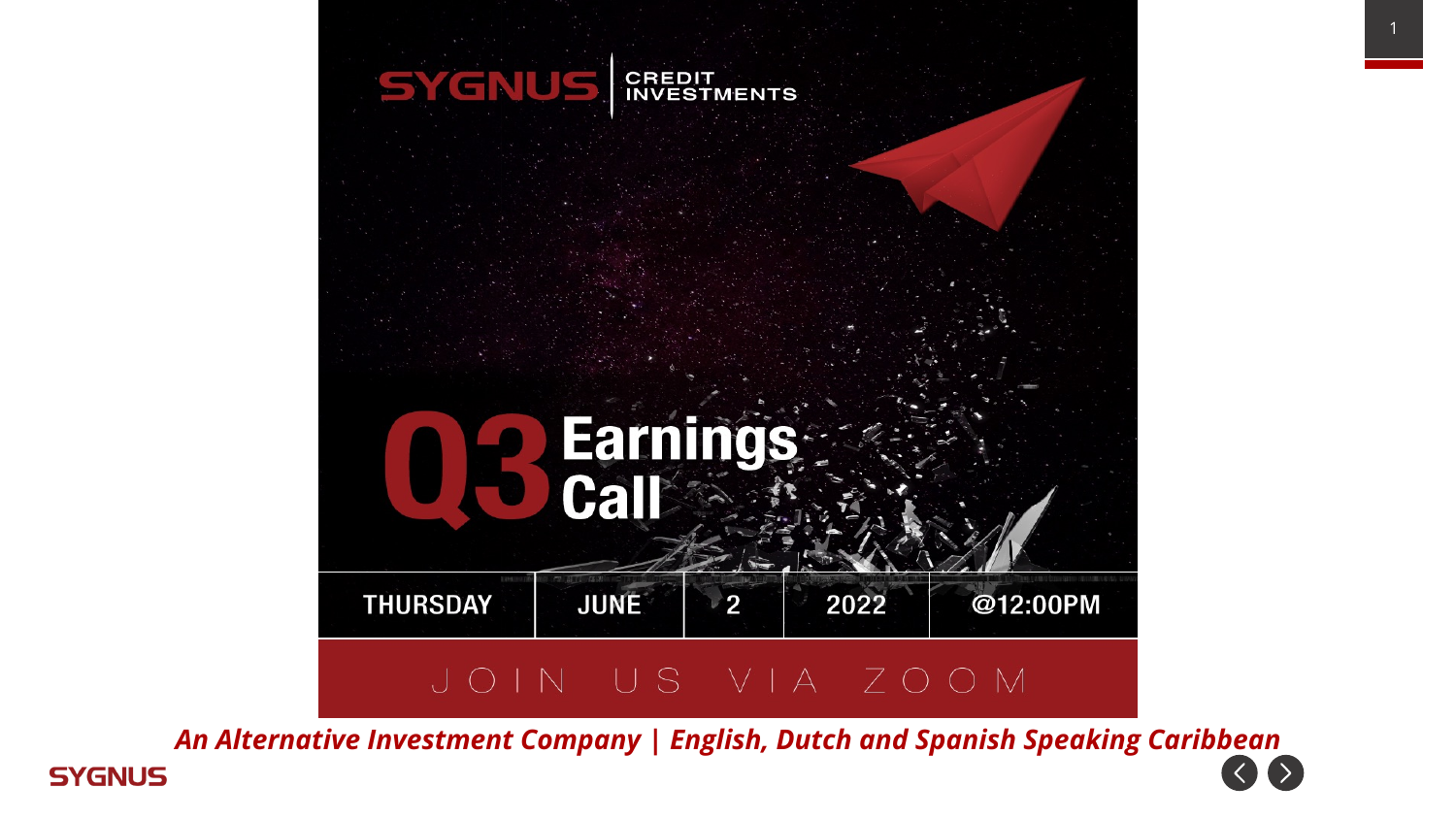# SYGNUS CREDIT INVESTMENTS

# Q3 Earnings Call

| THURSDAY | JUNE | 2 | 2022 | @12:00PM |
|---|---|---|---|---|

JOIN US VIA ZOOM

*An Alternative Investment Company | English, Dutch and Spanish Speaking Caribbean*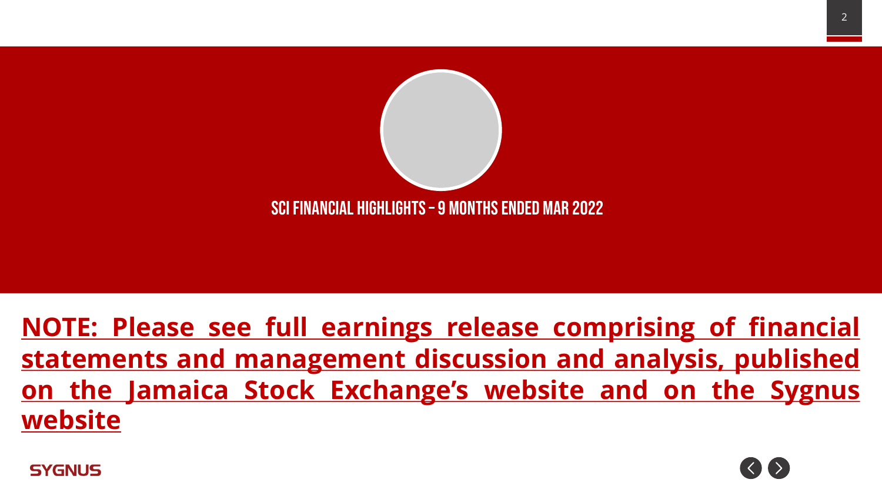# SCI FINANCIAL HIGHLIGHTS – 9 MONTHS ENDED MAR 2022

**NOTE: Please see full earnings release comprising of financial statements and management discussion and analysis, published on the Jamaica Stock Exchange's website and on the Sygnus website**

SYGNUS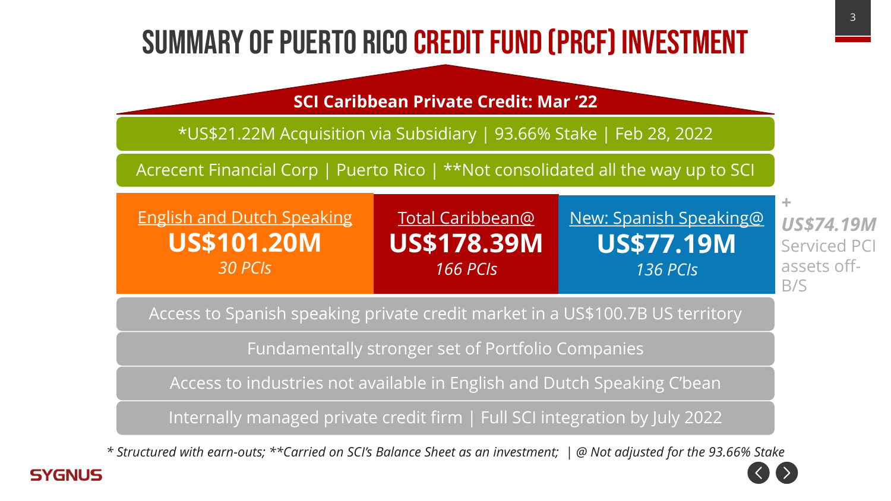# SUMMARY OF PUERTO RICO CREDIT FUND (PRCF) INVESTMENT

**SCI Caribbean Private Credit: Mar '22**

*US$21.22M Acquisition via Subsidiary | 93.66% Stake | Feb 28, 2022

Acrecent Financial Corp | Puerto Rico | **Not consolidated all the way up to SCI

| English and Dutch Speaking | Total Caribbean@ | New: Spanish Speaking@ |
|---|---|---|
| **US$101.20M** | **US$178.39M** | **US$77.19M** |
| *30 PCIs* | *166 PCIs* | *136 PCIs* |

\+ ***US$74.19M*** Serviced PCI assets off-B/S

- Access to Spanish speaking private credit market in a US$100.7B US territory
- Fundamentally stronger set of Portfolio Companies
- Access to industries not available in English and Dutch Speaking C'bean
- Internally managed private credit firm | Full SCI integration by July 2022

*\* Structured with earn-outs; \*\*Carried on SCI's Balance Sheet as an investment; | @ Not adjusted for the 93.66% Stake*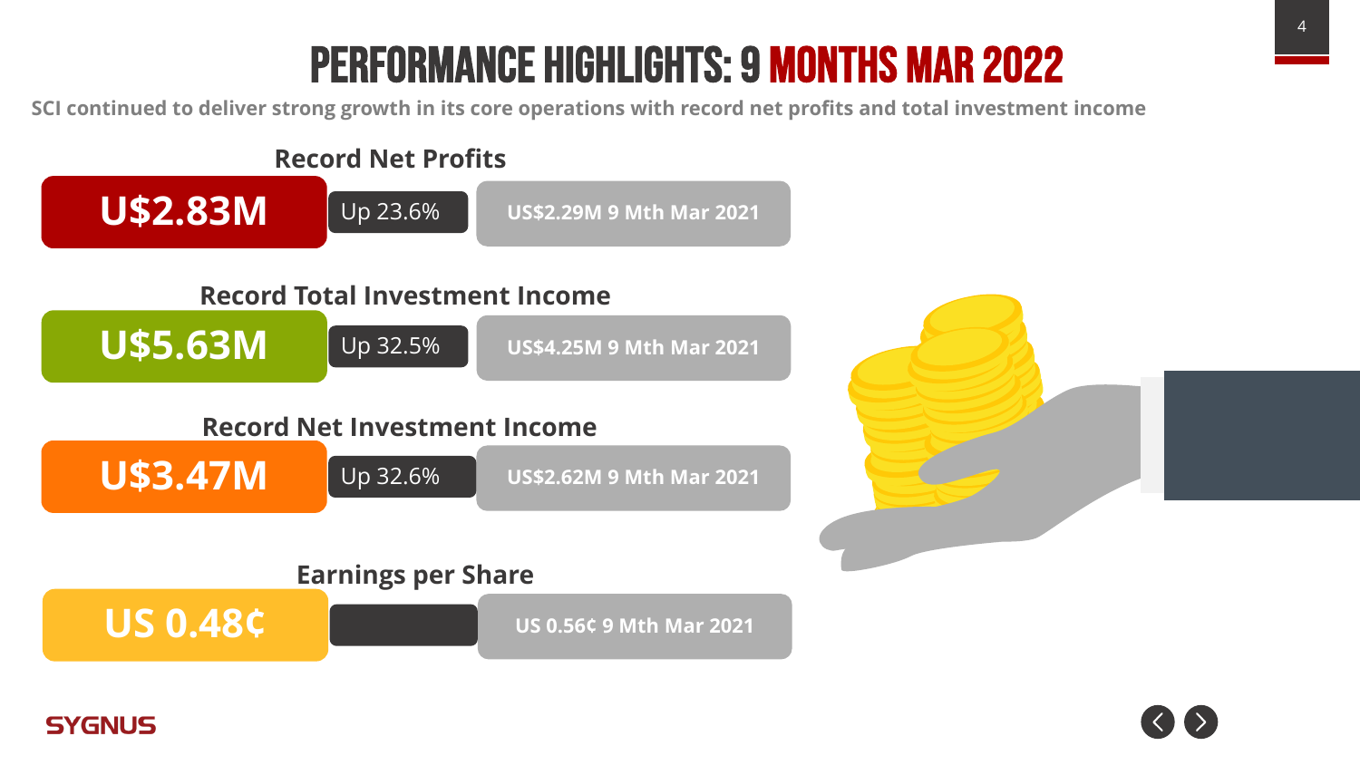# PERFORMANCE HIGHLIGHTS: 9 MONTHS MAR 2022

**SCI continued to deliver strong growth in its core operations with record net profits and total investment income**

### Record Net Profits

**U$2.83M** | Up 23.6% | **US$2.29M 9 Mth Mar 2021**

### Record Total Investment Income

**U$5.63M** | Up 32.5% | **US$4.25M 9 Mth Mar 2021**

### Record Net Investment Income

**U$3.47M** | Up 32.6% | **US$2.62M 9 Mth Mar 2021**

### Earnings per Share

**US 0.48¢** | **US 0.56¢ 9 Mth Mar 2021**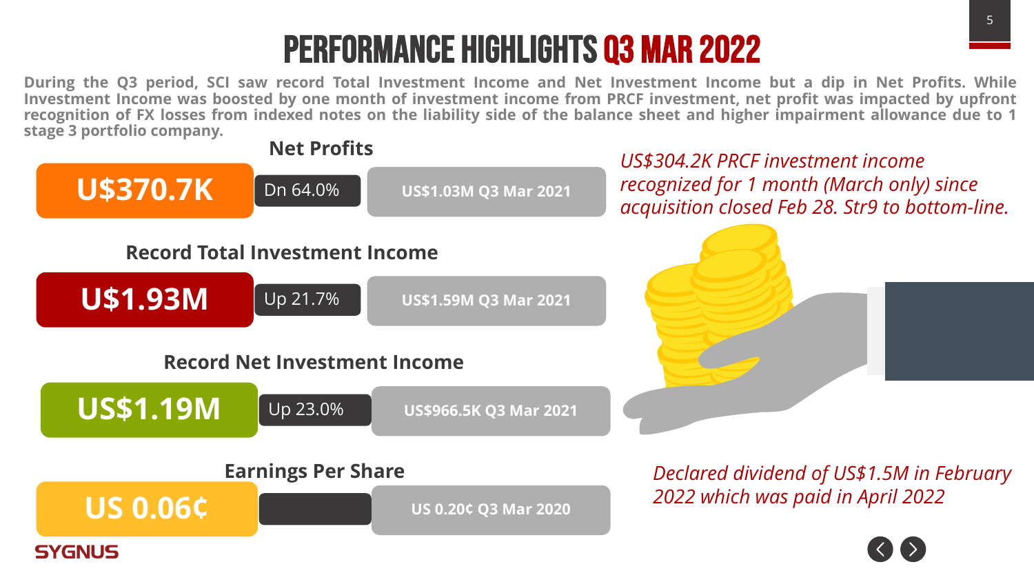# PERFORMANCE HIGHLIGHTS Q3 MAR 2022

**During the Q3 period, SCI saw record Total Investment Income and Net Investment Income but a dip in Net Profits. While Investment Income was boosted by one month of investment income from PRCF investment, net profit was impacted by upfront recognition of FX losses from indexed notes on the liability side of the balance sheet and higher impairment allowance due to 1 stage 3 portfolio company.**

### Net Profits

**U$370.7K** | Dn 64.0% | **US$1.03M Q3 Mar 2021**

### Record Total Investment Income

**U$1.93M** | Up 21.7% | **US$1.59M Q3 Mar 2021**

### Record Net Investment Income

**US$1.19M** | Up 23.0% | **US$966.5K Q3 Mar 2021**

### Earnings Per Share

**US 0.06¢** | **US 0.20¢ Q3 Mar 2020**

*US$304.2K PRCF investment income recognized for 1 month (March only) since acquisition closed Feb 28. Str9 to bottom-line.*

*Declared dividend of US$1.5M in February 2022 which was paid in April 2022*

SYGNUS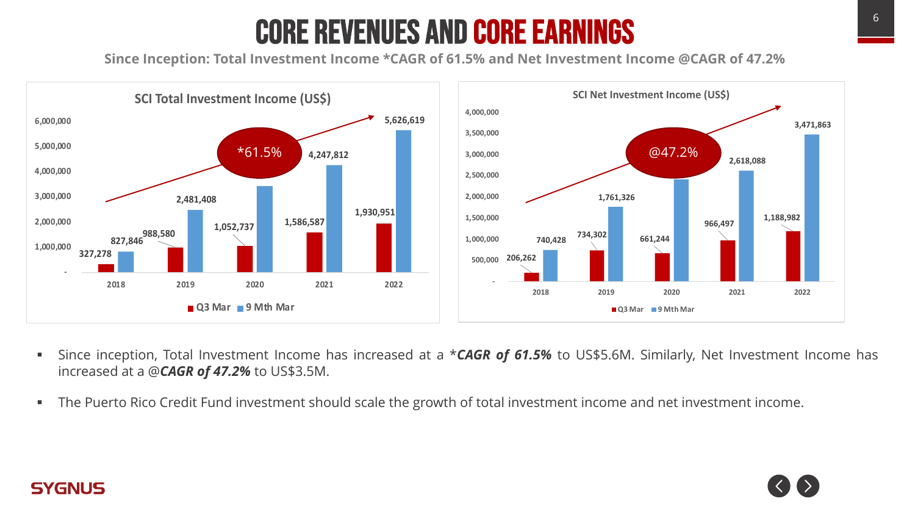# CORE REVENUES AND CORE EARNINGS

**Since Inception: Total Investment Income *CAGR of 61.5% and Net Investment Income @CAGR of 47.2%**

**SCI Total Investment Income (US$)**

| Year | Q3 Mar | 9 Mth Mar |
|---|---|---|
| 2018 | 327,278 | 827,846 |
| 2019 | 988,580 | 2,481,408 |
| 2020 | 1,052,737 | |
| 2021 | 1,586,587 | 4,247,812 |
| 2022 | 1,930,951 | 5,626,619 |

*61.5%

**SCI Net Investment Income (US$)**

| Year | Q3 Mar | 9 Mth Mar |
|---|---|---|
| 2018 | 206,262 | 740,428 |
| 2019 | 734,302 | 1,761,326 |
| 2020 | 661,244 | |
| 2021 | 966,497 | 2,618,088 |
| 2022 | 1,188,982 | 3,471,863 |

@47.2%

- Since inception, Total Investment Income has increased at a ****CAGR of 61.5%*** to US$5.6M. Similarly, Net Investment Income has increased at a @***CAGR of 47.2%*** to US$3.5M.
- The Puerto Rico Credit Fund investment should scale the growth of total investment income and net investment income.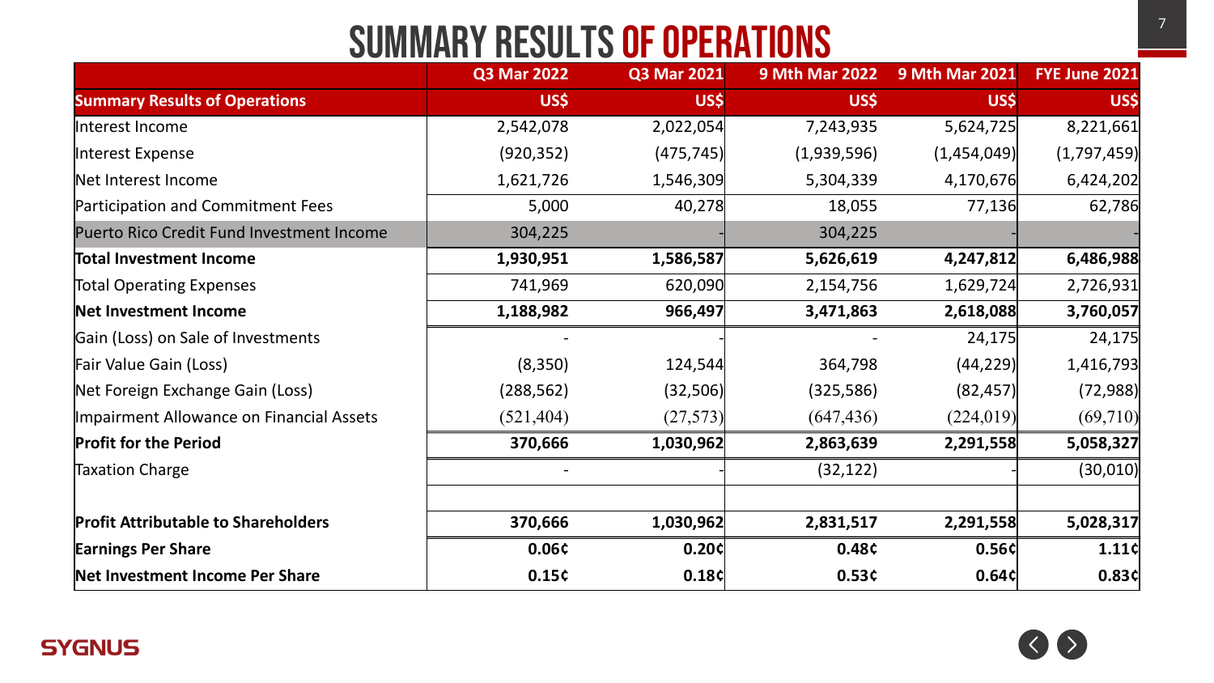# SUMMARY RESULTS OF OPERATIONS

| | Q3 Mar 2022 | Q3 Mar 2021 | 9 Mth Mar 2022 | 9 Mth Mar 2021 | FYE June 2021 |
|---|---|---|---|---|---|
| **Summary Results of Operations** | US$ | US$ | US$ | US$ | US$ |
| Interest Income | 2,542,078 | 2,022,054 | 7,243,935 | 5,624,725 | 8,221,661 |
| Interest Expense | (920,352) | (475,745) | (1,939,596) | (1,454,049) | (1,797,459) |
| Net Interest Income | 1,621,726 | 1,546,309 | 5,304,339 | 4,170,676 | 6,424,202 |
| Participation and Commitment Fees | 5,000 | 40,278 | 18,055 | 77,136 | 62,786 |
| Puerto Rico Credit Fund Investment Income | 304,225 | - | 304,225 | - | - |
| **Total Investment Income** | **1,930,951** | **1,586,587** | **5,626,619** | **4,247,812** | **6,486,988** |
| Total Operating Expenses | 741,969 | 620,090 | 2,154,756 | 1,629,724 | 2,726,931 |
| **Net Investment Income** | **1,188,982** | **966,497** | **3,471,863** | **2,618,088** | **3,760,057** |
| Gain (Loss) on Sale of Investments | - | - | - | 24,175 | 24,175 |
| Fair Value Gain (Loss) | (8,350) | 124,544 | 364,798 | (44,229) | 1,416,793 |
| Net Foreign Exchange Gain (Loss) | (288,562) | (32,506) | (325,586) | (82,457) | (72,988) |
| Impairment Allowance on Financial Assets | (521,404) | (27,573) | (647,436) | (224,019) | (69,710) |
| **Profit for the Period** | **370,666** | **1,030,962** | **2,863,639** | **2,291,558** | **5,058,327** |
| Taxation Charge | - | - | (32,122) | - | (30,010) |
| | | | | | |
| **Profit Attributable to Shareholders** | **370,666** | **1,030,962** | **2,831,517** | **2,291,558** | **5,028,317** |
| **Earnings Per Share** | **0.06¢** | **0.20¢** | **0.48¢** | **0.56¢** | **1.11¢** |
| **Net Investment Income Per Share** | **0.15¢** | **0.18¢** | **0.53¢** | **0.64¢** | **0.83¢** |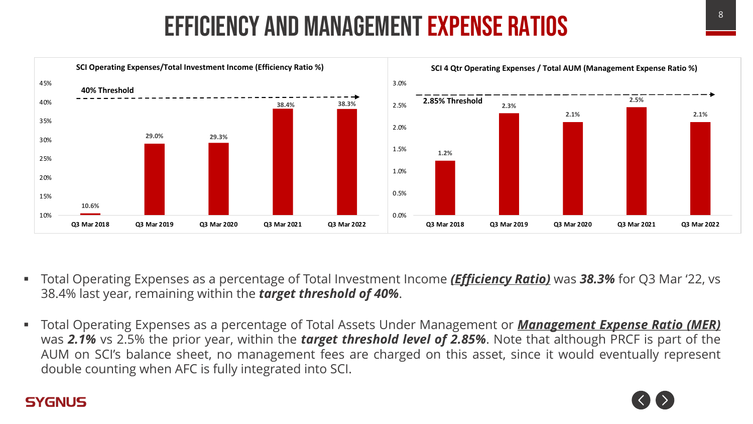# EFFICIENCY AND MANAGEMENT EXPENSE RATIOS

**SCI Operating Expenses/Total Investment Income (Efficiency Ratio %)**

40% Threshold

| | Q3 Mar 2018 | Q3 Mar 2019 | Q3 Mar 2020 | Q3 Mar 2021 | Q3 Mar 2022 |
|---|---|---|---|---|---|
| Efficiency Ratio | 10.6% | 29.0% | 29.3% | 38.4% | 38.3% |

**SCI 4 Qtr Operating Expenses / Total AUM (Management Expense Ratio %)**

2.85% Threshold

| | Q3 Mar 2018 | Q3 Mar 2019 | Q3 Mar 2020 | Q3 Mar 2021 | Q3 Mar 2022 |
|---|---|---|---|---|---|
| Management Expense Ratio | 1.2% | 2.3% | 2.1% | 2.5% | 2.1% |

- Total Operating Expenses as a percentage of Total Investment Income ***Efficiency Ratio)*** was ***38.3%*** for Q3 Mar '22, vs 38.4% last year, remaining within the ***target threshold of 40%***.
- Total Operating Expenses as a percentage of Total Assets Under Management or ***Management Expense Ratio (MER)*** was ***2.1%*** vs 2.5% the prior year, within the ***target threshold level of 2.85%***. Note that although PRCF is part of the AUM on SCI's balance sheet, no management fees are charged on this asset, since it would eventually represent double counting when AFC is fully integrated into SCI.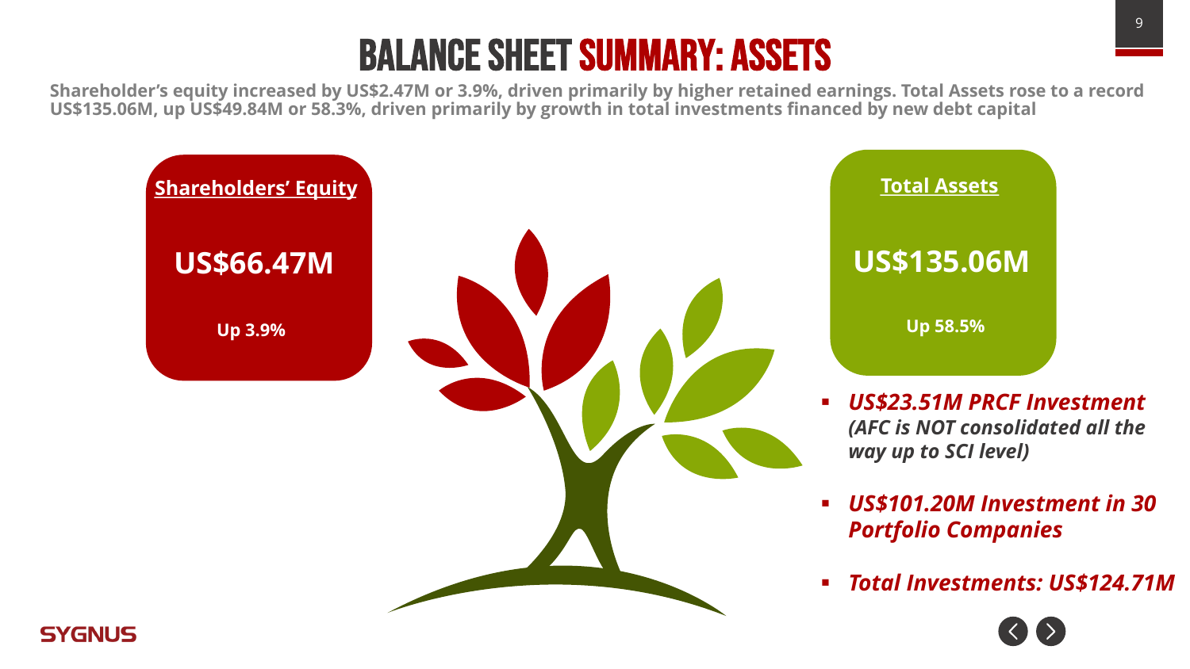# BALANCE SHEET SUMMARY: ASSETS

**Shareholder's equity increased by US$2.47M or 3.9%, driven primarily by higher retained earnings. Total Assets rose to a record US$135.06M, up US$49.84M or 58.3%, driven primarily by growth in total investments financed by new debt capital**

**Shareholders' Equity**

**US$66.47M**

**Up 3.9%**

**Total Assets**

**US$135.06M**

**Up 58.5%**

- ***US$23.51M PRCF Investment*** ***(AFC is NOT consolidated all the way up to SCI level)***
- ***US$101.20M Investment in 30 Portfolio Companies***
- ***Total Investments: US$124.71M***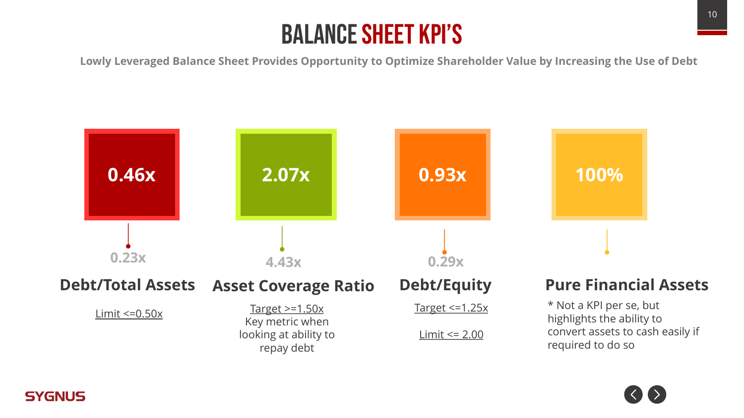# BALANCE SHEET KPI'S

**Lowly Leveraged Balance Sheet Provides Opportunity to Optimize Shareholder Value by Increasing the Use of Debt**

## 0.46x

0.23x

### Debt/Total Assets

Limit <=0.50x

## 2.07x

4.43x

### Asset Coverage Ratio

Target >=1.50x
Key metric when looking at ability to repay debt

## 0.93x

0.29x

### Debt/Equity

Target <=1.25x

Limit <= 2.00

## 100%

### Pure Financial Assets

* Not a KPI per se, but highlights the ability to convert assets to cash easily if required to do so

SYGNUS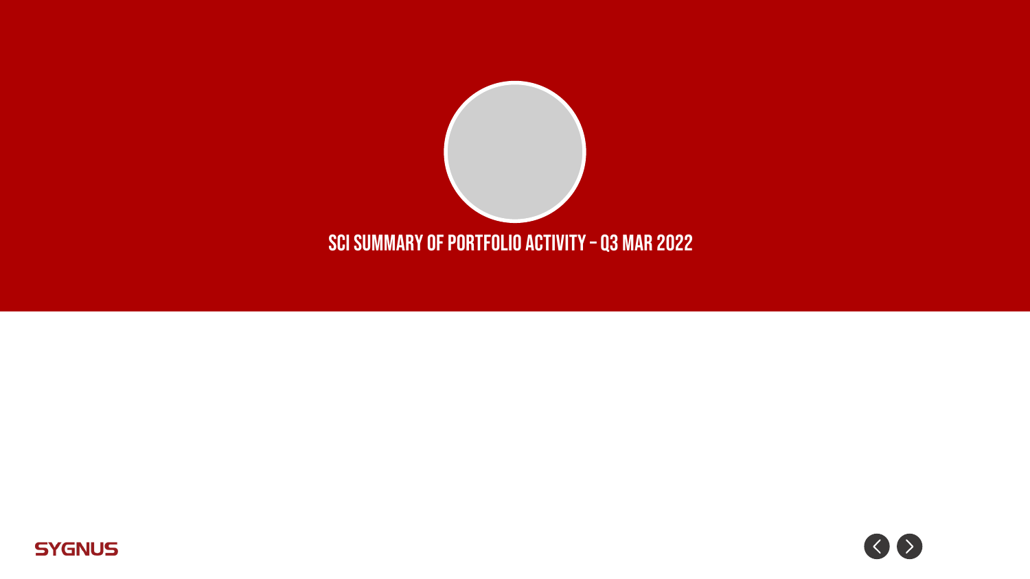# SCI SUMMARY OF PORTFOLIO ACTIVITY – Q3 MAR 2022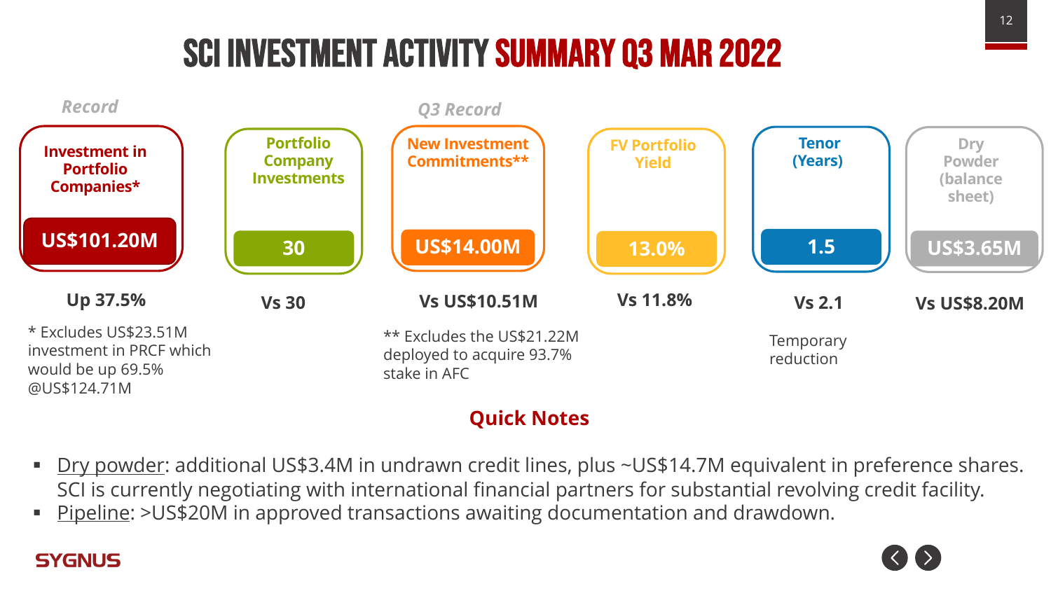# SCI INVESTMENT ACTIVITY SUMMARY Q3 MAR 2022

| | *Record* | | *Q3 Record* | | | |
|---|---|---|---|---|---|---|
| **Metric** | **Investment in Portfolio Companies*** | **Portfolio Company Investments** | **New Investment Commitments**** | **FV Portfolio Yield** | **Tenor (Years)** | **Dry Powder (balance sheet)** |
| **Value** | **US$101.20M** | **30** | **US$14.00M** | **13.0%** | **1.5** | **US$3.65M** |
| **Comparison** | **Up 37.5%** | **Vs 30** | **Vs US$10.51M** | **Vs 11.8%** | **Vs 2.1** | **Vs US$8.20M** |
| **Notes** | * Excludes US$23.51M investment in PRCF which would be up 69.5% @US$124.71M | | ** Excludes the US$21.22M deployed to acquire 93.7% stake in AFC | | Temporary reduction | |

## Quick Notes

- Dry powder: additional US$3.4M in undrawn credit lines, plus ~US$14.7M equivalent in preference shares. SCI is currently negotiating with international financial partners for substantial revolving credit facility.
- Pipeline: >US$20M in approved transactions awaiting documentation and drawdown.

SYGNUS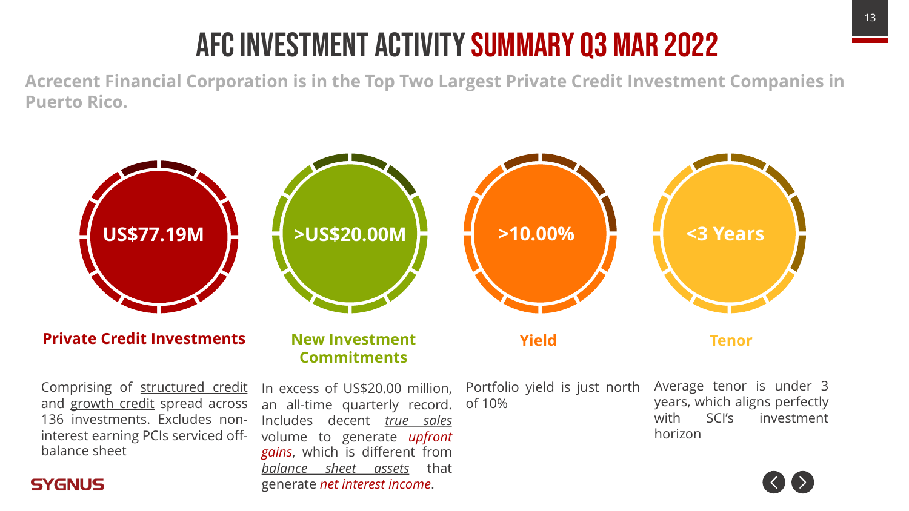# AFC INVESTMENT ACTIVITY SUMMARY Q3 MAR 2022

**Acrecent Financial Corporation is in the Top Two Largest Private Credit Investment Companies in Puerto Rico.**

**US$77.19M**

**Private Credit Investments**

Comprising of structured credit and growth credit spread across 136 investments. Excludes non-interest earning PCIs serviced off-balance sheet

**>US$20.00M**

**New Investment Commitments**

In excess of US$20.00 million, an all-time quarterly record. Includes decent *true sales* volume to generate *upfront gains*, which is different from *balance sheet assets* that generate *net interest income*.

**>10.00%**

**Yield**

Portfolio yield is just north of 10%

**<3 Years**

**Tenor**

Average tenor is under 3 years, which aligns perfectly with SCI's investment horizon

SYGNUS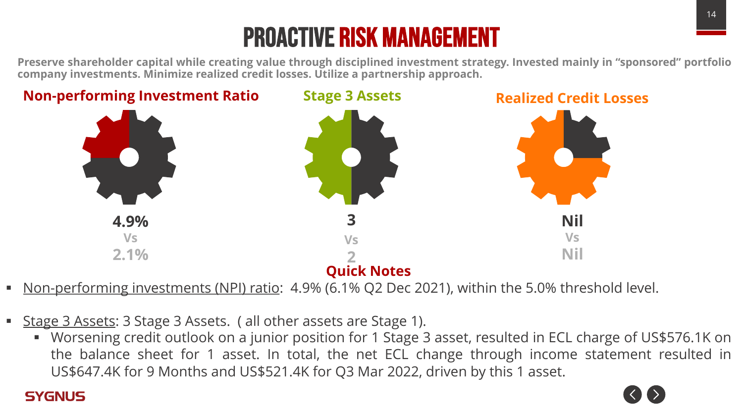# PROACTIVE RISK MANAGEMENT

**Preserve shareholder capital while creating value through disciplined investment strategy. Invested mainly in "sponsored" portfolio company investments. Minimize realized credit losses. Utilize a partnership approach.**

| Non-performing Investment Ratio | Stage 3 Assets | Realized Credit Losses |
|---|---|---|
| **4.9%** | **3** | **Nil** |
| Vs | Vs | Vs |
| 2.1% | 2 | Nil |

## Quick Notes

- Non-performing investments (NPI) ratio: 4.9% (6.1% Q2 Dec 2021), within the 5.0% threshold level.
- Stage 3 Assets: 3 Stage 3 Assets. ( all other assets are Stage 1).
  - Worsening credit outlook on a junior position for 1 Stage 3 asset, resulted in ECL charge of US$576.1K on the balance sheet for 1 asset. In total, the net ECL change through income statement resulted in US$647.4K for 9 Months and US$521.4K for Q3 Mar 2022, driven by this 1 asset.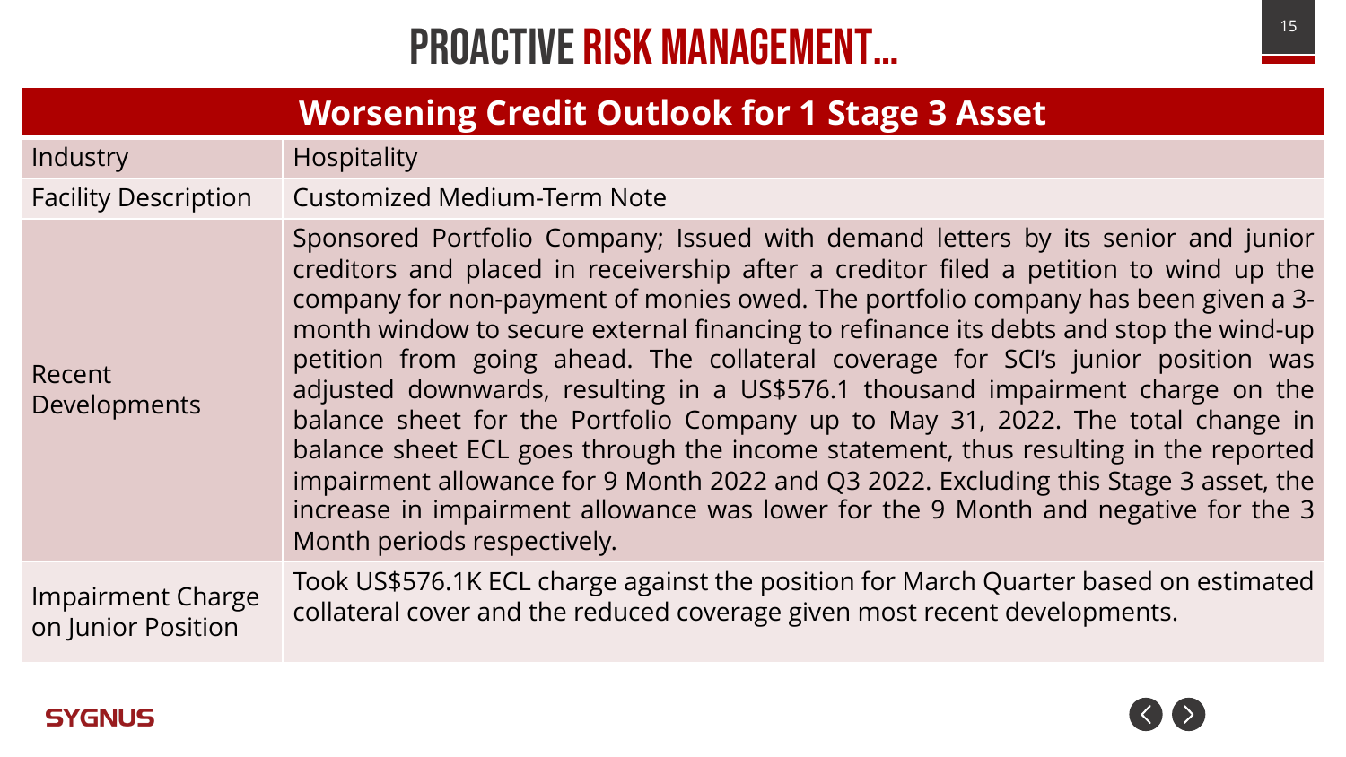# PROACTIVE RISK MANAGEMENT…

| Worsening Credit Outlook for 1 Stage 3 Asset | |
|---|---|
| Industry | Hospitality |
| Facility Description | Customized Medium-Term Note |
| Recent Developments | Sponsored Portfolio Company; Issued with demand letters by its senior and junior creditors and placed in receivership after a creditor filed a petition to wind up the company for non-payment of monies owed. The portfolio company has been given a 3-month window to secure external financing to refinance its debts and stop the wind-up petition from going ahead. The collateral coverage for SCI's junior position was adjusted downwards, resulting in a US$576.1 thousand impairment charge on the balance sheet for the Portfolio Company up to May 31, 2022. The total change in balance sheet ECL goes through the income statement, thus resulting in the reported impairment allowance for 9 Month 2022 and Q3 2022. Excluding this Stage 3 asset, the increase in impairment allowance was lower for the 9 Month and negative for the 3 Month periods respectively. |
| Impairment Charge on Junior Position | Took US$576.1K ECL charge against the position for March Quarter based on estimated collateral cover and the reduced coverage given most recent developments. |

SYGNUS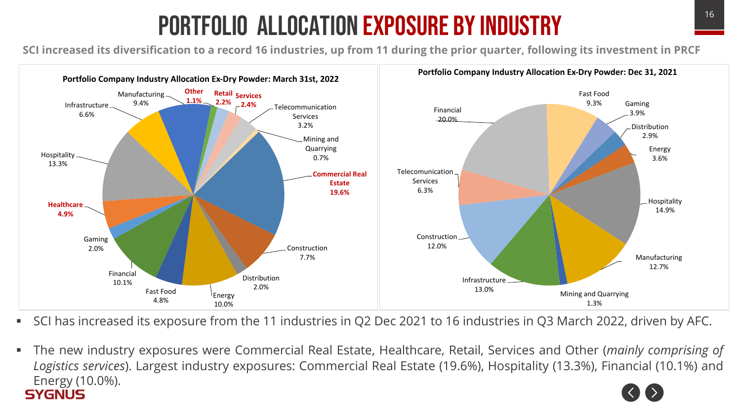# PORTFOLIO ALLOCATION EXPOSURE BY INDUSTRY

**SCI increased its diversification to a record 16 industries, up from 11 during the prior quarter, following its investment in PRCF**

**Portfolio Company Industry Allocation Ex-Dry Powder: March 31st, 2022**

| Industry | Allocation |
| --- | --- |
| Commercial Real Estate | 19.6% |
| Hospitality | 13.3% |
| Financial | 10.1% |
| Energy | 10.0% |
| Manufacturing | 9.4% |
| Construction | 7.7% |
| Infrastructure | 6.6% |
| Healthcare | 4.9% |
| Fast Food | 4.8% |
| Telecommunication Services | 3.2% |
| Services | 2.4% |
| Retail | 2.2% |
| Gaming | 2.0% |
| Distribution | 2.0% |
| Other | 1.1% |
| Mining and Quarrying | 0.7% |

**Portfolio Company Industry Allocation Ex-Dry Powder: Dec 31, 2021**

| Industry | Allocation |
| --- | --- |
| Financial | 20.0% |
| Hospitality | 14.9% |
| Infrastructure | 13.0% |
| Manufacturing | 12.7% |
| Construction | 12.0% |
| Fast Food | 9.3% |
| Telecomunication Services | 6.3% |
| Gaming | 3.9% |
| Energy | 3.6% |
| Distribution | 2.9% |
| Mining and Quarrying | 1.3% |

- SCI has increased its exposure from the 11 industries in Q2 Dec 2021 to 16 industries in Q3 March 2022, driven by AFC.
- The new industry exposures were Commercial Real Estate, Healthcare, Retail, Services and Other (*mainly comprising of Logistics services*). Largest industry exposures: Commercial Real Estate (19.6%), Hospitality (13.3%), Financial (10.1%) and Energy (10.0%).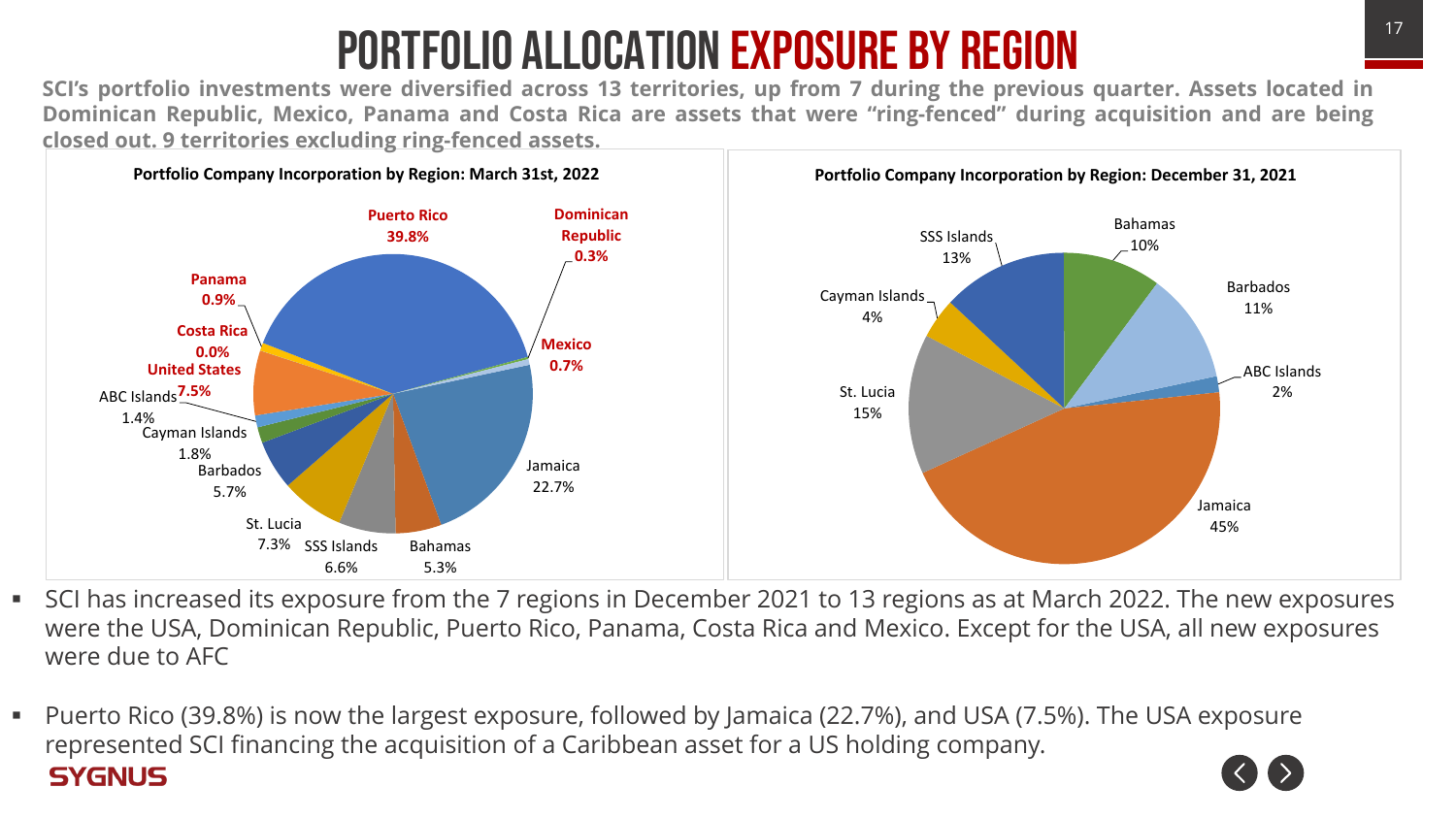# PORTFOLIO ALLOCATION EXPOSURE BY REGION

**SCI's portfolio investments were diversified across 13 territories, up from 7 during the previous quarter. Assets located in Dominican Republic, Mexico, Panama and Costa Rica are assets that were "ring-fenced" during acquisition and are being closed out. 9 territories excluding ring-fenced assets.**

**Portfolio Company Incorporation by Region: March 31st, 2022**

| Region | Share |
| --- | --- |
| Puerto Rico | 39.8% |
| Dominican Republic | 0.3% |
| Mexico | 0.7% |
| Jamaica | 22.7% |
| Bahamas | 5.3% |
| SSS Islands | 6.6% |
| St. Lucia | 7.3% |
| Barbados | 5.7% |
| Cayman Islands | 1.8% |
| ABC Islands | 1.4% |
| United States | 7.5% |
| Costa Rica | 0.0% |
| Panama | 0.9% |

**Portfolio Company Incorporation by Region: December 31, 2021**

| Region | Share |
| --- | --- |
| Bahamas | 10% |
| Barbados | 11% |
| ABC Islands | 2% |
| Jamaica | 45% |
| St. Lucia | 15% |
| Cayman Islands | 4% |
| SSS Islands | 13% |

- SCI has increased its exposure from the 7 regions in December 2021 to 13 regions as at March 2022. The new exposures were the USA, Dominican Republic, Puerto Rico, Panama, Costa Rica and Mexico. Except for the USA, all new exposures were due to AFC

- Puerto Rico (39.8%) is now the largest exposure, followed by Jamaica (22.7%), and USA (7.5%). The USA exposure represented SCI financing the acquisition of a Caribbean asset for a US holding company.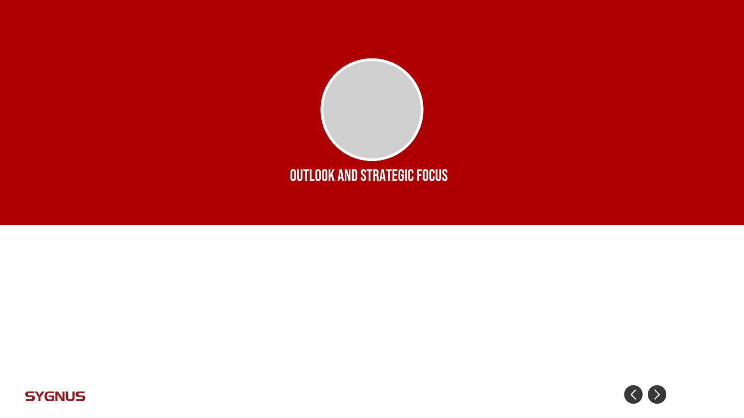# OUTLOOK AND STRATEGIC FOCUS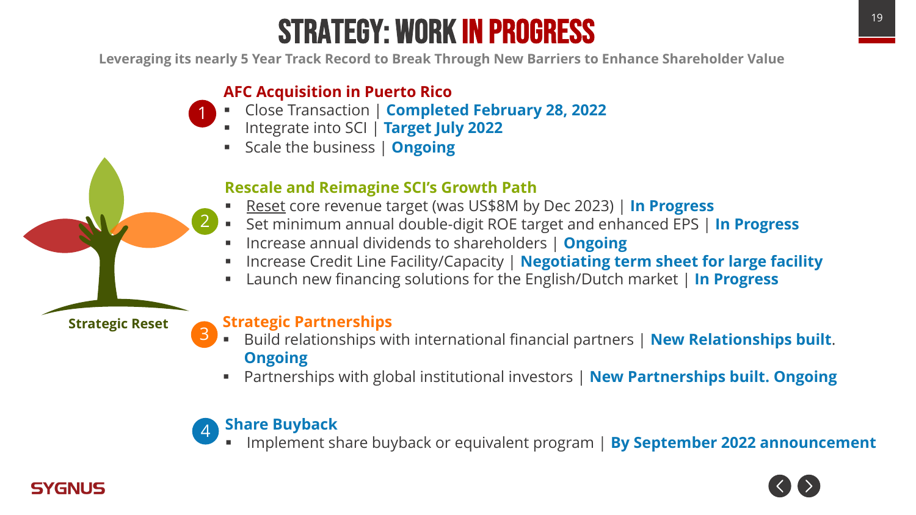# STRATEGY: WORK IN PROGRESS

**Leveraging its nearly 5 Year Track Record to Break Through New Barriers to Enhance Shareholder Value**

Strategic Reset

### 1 AFC Acquisition in Puerto Rico

- Close Transaction | **Completed February 28, 2022**
- Integrate into SCI | **Target July 2022**
- Scale the business | **Ongoing**

### 2 Rescale and Reimagine SCI's Growth Path

- Reset core revenue target (was US$8M by Dec 2023) | **In Progress**
- Set minimum annual double-digit ROE target and enhanced EPS | **In Progress**
- Increase annual dividends to shareholders | **Ongoing**
- Increase Credit Line Facility/Capacity | **Negotiating term sheet for large facility**
- Launch new financing solutions for the English/Dutch market | **In Progress**

### 3 Strategic Partnerships

- Build relationships with international financial partners | **New Relationships built. Ongoing**
- Partnerships with global institutional investors | **New Partnerships built. Ongoing**

### 4 Share Buyback

- Implement share buyback or equivalent program | **By September 2022 announcement**

SYGNUS